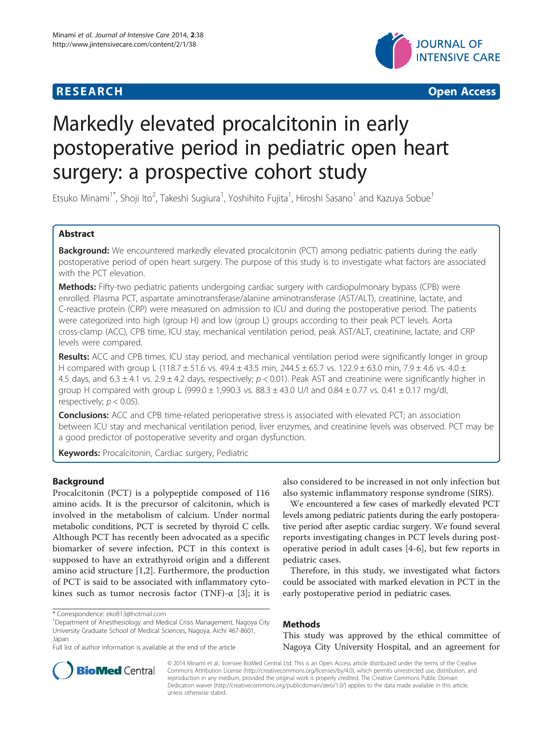**RESEARCH** **Open Access**

# Markedly elevated procalcitonin in early postoperative period in pediatric open heart surgery: a prospective cohort study

Etsuko Minami[1*], Shoji Ito[2], Takeshi Sugiura[1], Yoshihito Fujita[1], Hiroshi Sasano[1] and Kazuya Sobue[1]

## Abstract

**Background:** We encountered markedly elevated procalcitonin (PCT) among pediatric patients during the early postoperative period of open heart surgery. The purpose of this study is to investigate what factors are associated with the PCT elevation.

**Methods:** Fifty-two pediatric patients undergoing cardiac surgery with cardiopulmonary bypass (CPB) were enrolled. Plasma PCT, aspartate aminotransferase/alanine aminotransferase (AST/ALT), creatinine, lactate, and C-reactive protein (CRP) were measured on admission to ICU and during the postoperative period. The patients were categorized into high (group H) and low (group L) groups according to their peak PCT levels. Aorta cross-clamp (ACC), CPB time, ICU stay, mechanical ventilation period, peak AST/ALT, creatinine, lactate, and CRP levels were compared.

**Results:** ACC and CPB times, ICU stay period, and mechanical ventilation period were significantly longer in group H compared with group L (118.7 ± 51.6 vs. 49.4 ± 43.5 min, 244.5 ± 65.7 vs. 122.9 ± 63.0 min, 7.9 ± 4.6 vs. 4.0 ± 4.5 days, and 6.3 ± 4.1 vs. 2.9 ± 4.2 days, respectively; $p < 0.01$). Peak AST and creatinine were significantly higher in group H compared with group L (999.0 ± 1,990.3 vs. 88.3 ± 43.0 U/l and 0.84 ± 0.77 vs. 0.41 ± 0.17 mg/dl, respectively; $p < 0.05$).

**Conclusions:** ACC and CPB time-related perioperative stress is associated with elevated PCT; an association between ICU stay and mechanical ventilation period, liver enzymes, and creatinine levels was observed. PCT may be a good predictor of postoperative severity and organ dysfunction.

**Keywords:** Procalcitonin, Cardiac surgery, Pediatric

## Background

Procalcitonin (PCT) is a polypeptide composed of 116 amino acids. It is the precursor of calcitonin, which is involved in the metabolism of calcium. Under normal metabolic conditions, PCT is secreted by thyroid C cells. Although PCT has recently been advocated as a specific biomarker of severe infection, PCT in this context is supposed to have an extrathyroid origin and a different amino acid structure [1,2]. Furthermore, the production of PCT is said to be associated with inflammatory cytokines such as tumor necrosis factor (TNF)-α [3]; it is also considered to be increased in not only infection but also systemic inflammatory response syndrome (SIRS).

We encountered a few cases of markedly elevated PCT levels among pediatric patients during the early postoperative period after aseptic cardiac surgery. We found several reports investigating changes in PCT levels during postoperative period in adult cases [4-6], but few reports in pediatric cases.

Therefore, in this study, we investigated what factors could be associated with marked elevation in PCT in the early postoperative period in pediatric cases.

## Methods

This study was approved by the ethical committee of Nagoya City University Hospital, and an agreement for

\* Correspondence: eko813@hotmail.com
[1]Department of Anesthesiology and Medical Crisis Management, Nagoya City University Graduate School of Medical Sciences, Nagoya, Aichi 467-8601, Japan
Full list of author information is available at the end of the article

© 2014 Minami et al.; licensee BioMed Central Ltd. This is an Open Access article distributed under the terms of the Creative Commons Attribution License (http://creativecommons.org/licenses/by/4.0), which permits unrestricted use, distribution, and reproduction in any medium, provided the original work is properly credited. The Creative Commons Public Domain Dedication waiver (http://creativecommons.org/publicdomain/zero/1.0/) applies to the data made available in this article, unless otherwise stated.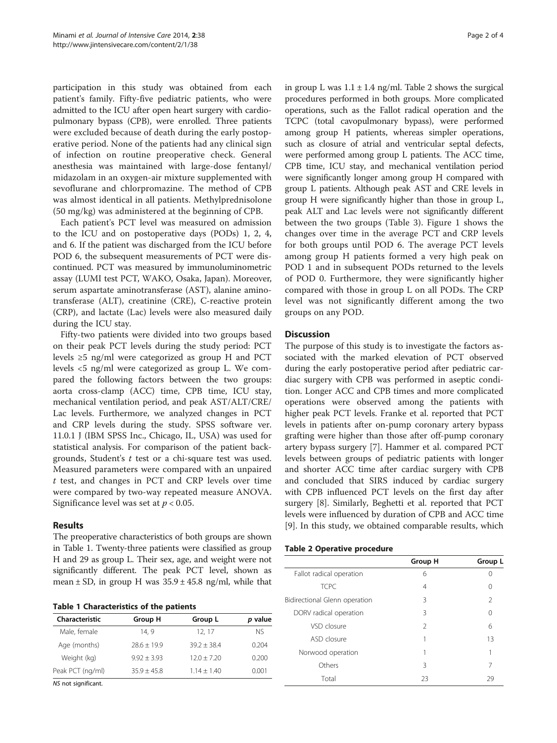participation in this study was obtained from each patient's family. Fifty-five pediatric patients, who were admitted to the ICU after open heart surgery with cardiopulmonary bypass (CPB), were enrolled. Three patients were excluded because of death during the early postoperative period. None of the patients had any clinical sign of infection on routine preoperative check. General anesthesia was maintained with large-dose fentanyl/midazolam in an oxygen-air mixture supplemented with sevoflurane and chlorpromazine. The method of CPB was almost identical in all patients. Methylprednisolone (50 mg/kg) was administered at the beginning of CPB.

Each patient's PCT level was measured on admission to the ICU and on postoperative days (PODs) 1, 2, 4, and 6. If the patient was discharged from the ICU before POD 6, the subsequent measurements of PCT were discontinued. PCT was measured by immunoluminometric assay (LUMI test PCT, WAKO, Osaka, Japan). Moreover, serum aspartate aminotransferase (AST), alanine aminotransferase (ALT), creatinine (CRE), C-reactive protein (CRP), and lactate (Lac) levels were also measured daily during the ICU stay.

Fifty-two patients were divided into two groups based on their peak PCT levels during the study period: PCT levels ≥5 ng/ml were categorized as group H and PCT levels <5 ng/ml were categorized as group L. We compared the following factors between the two groups: aorta cross-clamp (ACC) time, CPB time, ICU stay, mechanical ventilation period, and peak AST/ALT/CRE/Lac levels. Furthermore, we analyzed changes in PCT and CRP levels during the study. SPSS software ver. 11.0.1 J (IBM SPSS Inc., Chicago, IL, USA) was used for statistical analysis. For comparison of the patient backgrounds, Student's *t* test or a chi-square test was used. Measured parameters were compared with an unpaired *t* test, and changes in PCT and CRP levels over time were compared by two-way repeated measure ANOVA. Significance level was set at $p < 0.05$.

## Results

The preoperative characteristics of both groups are shown in Table 1. Twenty-three patients were classified as group H and 29 as group L. Their sex, age, and weight were not significantly different. The peak PCT level, shown as mean ± SD, in group H was 35.9 ± 45.8 ng/ml, while that in group L was 1.1 ± 1.4 ng/ml. Table 2 shows the surgical procedures performed in both groups. More complicated operations, such as the Fallot radical operation and the TCPC (total cavopulmonary bypass), were performed among group H patients, whereas simpler operations, such as closure of atrial and ventricular septal defects, were performed among group L patients. The ACC time, CPB time, ICU stay, and mechanical ventilation period were significantly longer among group H compared with group L patients. Although peak AST and CRE levels in group H were significantly higher than those in group L, peak ALT and Lac levels were not significantly different between the two groups (Table 3). Figure 1 shows the changes over time in the average PCT and CRP levels for both groups until POD 6. The average PCT levels among group H patients formed a very high peak on POD 1 and in subsequent PODs returned to the levels of POD 0. Furthermore, they were significantly higher compared with those in group L on all PODs. The CRP level was not significantly different among the two groups on any POD.

**Table 1 Characteristics of the patients**

| Characteristic | Group H | Group L | *p* value |
|---|---|---|---|
| Male, female | 14, 9 | 12, 17 | NS |
| Age (months) | 28.6 ± 19.9 | 39.2 ± 38.4 | 0.204 |
| Weight (kg) | 9.92 ± 3.93 | 12.0 ± 7.20 | 0.200 |
| Peak PCT (ng/ml) | 35.9 ± 45.8 | 1.14 ± 1.40 | 0.001 |

*NS* not significant.

## Discussion

The purpose of this study is to investigate the factors associated with the marked elevation of PCT observed during the early postoperative period after pediatric cardiac surgery with CPB was performed in aseptic condition. Longer ACC and CPB times and more complicated operations were observed among the patients with higher peak PCT levels. Franke et al. reported that PCT levels in patients after on-pump coronary artery bypass grafting were higher than those after off-pump coronary artery bypass surgery [7]. Hammer et al. compared PCT levels between groups of pediatric patients with longer and shorter ACC time after cardiac surgery with CPB and concluded that SIRS induced by cardiac surgery with CPB influenced PCT levels on the first day after surgery [8]. Similarly, Beghetti et al. reported that PCT levels were influenced by duration of CPB and ACC time [9]. In this study, we obtained comparable results, which

**Table 2 Operative procedure**

| | Group H | Group L |
|---|---|---|
| Fallot radical operation | 6 | 0 |
| TCPC | 4 | 0 |
| Bidirectional Glenn operation | 3 | 2 |
| DORV radical operation | 3 | 0 |
| VSD closure | 2 | 6 |
| ASD closure | 1 | 13 |
| Norwood operation | 1 | 1 |
| Others | 3 | 7 |
| Total | 23 | 29 |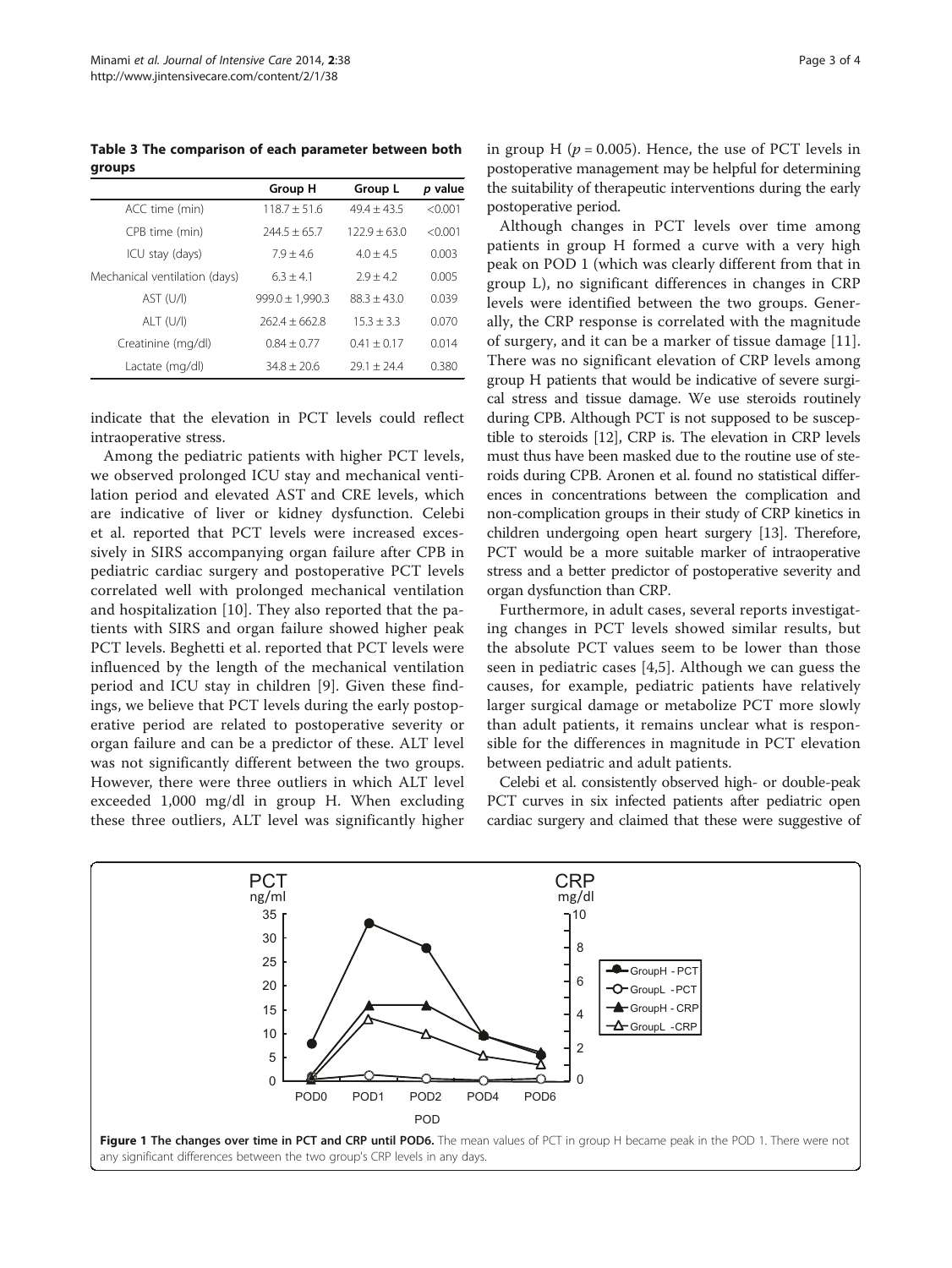**Table 3 The comparison of each parameter between both groups**

| | Group H | Group L | p value |
|---|---|---|---|
| ACC time (min) | 118.7 ± 51.6 | 49.4 ± 43.5 | <0.001 |
| CPB time (min) | 244.5 ± 65.7 | 122.9 ± 63.0 | <0.001 |
| ICU stay (days) | 7.9 ± 4.6 | 4.0 ± 4.5 | 0.003 |
| Mechanical ventilation (days) | 6.3 ± 4.1 | 2.9 ± 4.2 | 0.005 |
| AST (U/l) | 999.0 ± 1,990.3 | 88.3 ± 43.0 | 0.039 |
| ALT (U/l) | 262.4 ± 662.8 | 15.3 ± 3.3 | 0.070 |
| Creatinine (mg/dl) | 0.84 ± 0.77 | 0.41 ± 0.17 | 0.014 |
| Lactate (mg/dl) | 34.8 ± 20.6 | 29.1 ± 24.4 | 0.380 |

indicate that the elevation in PCT levels could reflect intraoperative stress.

Among the pediatric patients with higher PCT levels, we observed prolonged ICU stay and mechanical ventilation period and elevated AST and CRE levels, which are indicative of liver or kidney dysfunction. Celebi et al. reported that PCT levels were increased excessively in SIRS accompanying organ failure after CPB in pediatric cardiac surgery and postoperative PCT levels correlated well with prolonged mechanical ventilation and hospitalization [10]. They also reported that the patients with SIRS and organ failure showed higher peak PCT levels. Beghetti et al. reported that PCT levels were influenced by the length of the mechanical ventilation period and ICU stay in children [9]. Given these findings, we believe that PCT levels during the early postoperative period are related to postoperative severity or organ failure and can be a predictor of these. ALT level was not significantly different between the two groups. However, there were three outliers in which ALT level exceeded 1,000 mg/dl in group H. When excluding these three outliers, ALT level was significantly higher in group H ($p = 0.005$). Hence, the use of PCT levels in postoperative management may be helpful for determining the suitability of therapeutic interventions during the early postoperative period.

Although changes in PCT levels over time among patients in group H formed a curve with a very high peak on POD 1 (which was clearly different from that in group L), no significant differences in changes in CRP levels were identified between the two groups. Generally, the CRP response is correlated with the magnitude of surgery, and it can be a marker of tissue damage [11]. There was no significant elevation of CRP levels among group H patients that would be indicative of severe surgical stress and tissue damage. We use steroids routinely during CPB. Although PCT is not supposed to be susceptible to steroids [12], CRP is. The elevation in CRP levels must thus have been masked due to the routine use of steroids during CPB. Aronen et al. found no statistical differences in concentrations between the complication and non-complication groups in their study of CRP kinetics in children undergoing open heart surgery [13]. Therefore, PCT would be a more suitable marker of intraoperative stress and a better predictor of postoperative severity and organ dysfunction than CRP.

Furthermore, in adult cases, several reports investigating changes in PCT levels showed similar results, but the absolute PCT values seem to be lower than those seen in pediatric cases [4,5]. Although we can guess the causes, for example, pediatric patients have relatively larger surgical damage or metabolize PCT more slowly than adult patients, it remains unclear what is responsible for the differences in magnitude in PCT elevation between pediatric and adult patients.

Celebi et al. consistently observed high- or double-peak PCT curves in six infected patients after pediatric open cardiac surgery and claimed that these were suggestive of

**Figure 1 The changes over time in PCT and CRP until POD6.** The mean values of PCT in group H became peak in the POD 1. There were not any significant differences between the two group's CRP levels in any days.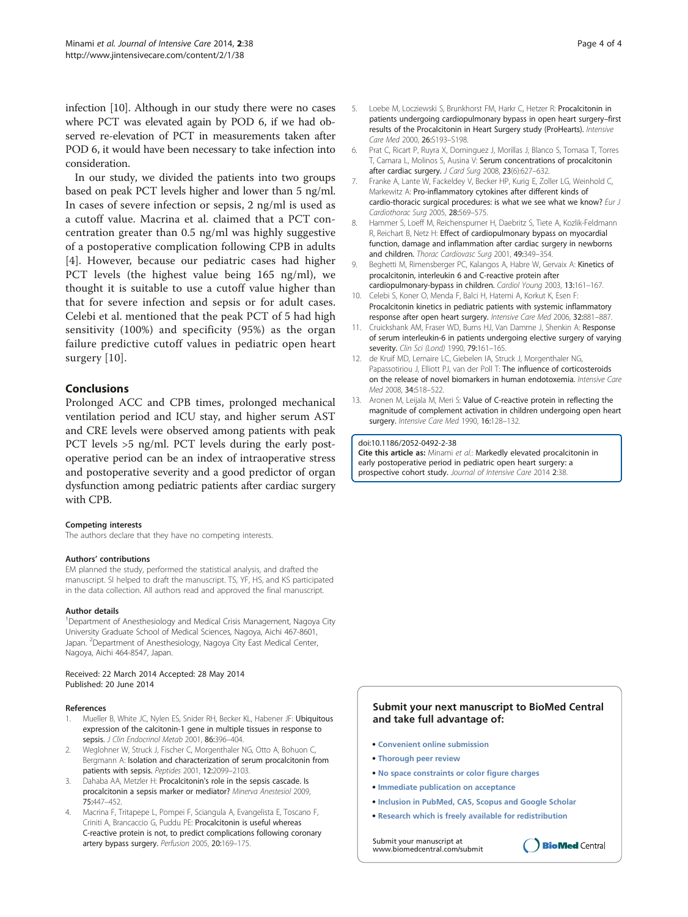infection [10]. Although in our study there were no cases where PCT was elevated again by POD 6, if we had observed re-elevation of PCT in measurements taken after POD 6, it would have been necessary to take infection into consideration.

In our study, we divided the patients into two groups based on peak PCT levels higher and lower than 5 ng/ml. In cases of severe infection or sepsis, 2 ng/ml is used as a cutoff value. Macrina et al. claimed that a PCT concentration greater than 0.5 ng/ml was highly suggestive of a postoperative complication following CPB in adults [4]. However, because our pediatric cases had higher PCT levels (the highest value being 165 ng/ml), we thought it is suitable to use a cutoff value higher than that for severe infection and sepsis or for adult cases. Celebi et al. mentioned that the peak PCT of 5 had high sensitivity (100%) and specificity (95%) as the organ failure predictive cutoff values in pediatric open heart surgery [10].

## Conclusions

Prolonged ACC and CPB times, prolonged mechanical ventilation period and ICU stay, and higher serum AST and CRE levels were observed among patients with peak PCT levels >5 ng/ml. PCT levels during the early postoperative period can be an index of intraoperative stress and postoperative severity and a good predictor of organ dysfunction among pediatric patients after cardiac surgery with CPB.

#### Competing interests

The authors declare that they have no competing interests.

#### Authors' contributions

EM planned the study, performed the statistical analysis, and drafted the manuscript. SI helped to draft the manuscript. TS, YF, HS, and KS participated in the data collection. All authors read and approved the final manuscript.

#### Author details

[1]Department of Anesthesiology and Medical Crisis Management, Nagoya City University Graduate School of Medical Sciences, Nagoya, Aichi 467-8601, Japan. [2]Department of Anesthesiology, Nagoya City East Medical Center, Nagoya, Aichi 464-8547, Japan.

Received: 22 March 2014 Accepted: 28 May 2014
Published: 20 June 2014

#### References

1. Mueller B, White JC, Nylen ES, Snider RH, Becker KL, Habener JF: **Ubiquitous expression of the calcitonin-1 gene in multiple tissues in response to sepsis.** *J Clin Endocrinol Metab* 2001, **86:**396–404.
2. Weglohner W, Struck J, Fischer C, Morgenthaler NG, Otto A, Bohuon C, Bergmann A: **Isolation and characterization of serum procalcitonin from patients with sepsis.** *Peptides* 2001, **12:**2099–2103.
3. Dahaba AA, Metzler H: **Procalcitonin's role in the sepsis cascade. Is procalcitonin a sepsis marker or mediator?** *Minerva Anestesiol* 2009, **75:**447–452.
4. Macrina F, Tritapepe L, Pompei F, Sciangula A, Evangelista E, Toscano F, Criniti A, Brancaccio G, Puddu PE: **Procalcitonin is useful whereas C-reactive protein is not, to predict complications following coronary artery bypass surgery.** *Perfusion* 2005, **20:**169–175.
5. Loebe M, Locziewski S, Brunkhorst FM, Harkr C, Hetzer R: **Procalcitonin in patients undergoing cardiopulmonary bypass in open heart surgery–first results of the Procalcitonin in Heart Surgery study (ProHearts).** *Intensive Care Med* 2000, **26:**S193–S198.
6. Prat C, Ricart P, Ruyra X, Dominguez J, Morillas J, Blanco S, Tomasa T, Torres T, Camara L, Molinos S, Ausina V: **Serum concentrations of procalcitonin after cardiac surgery.** *J Card Surg* 2008, **23**(6):627–632.
7. Franke A, Lante W, Fackeldey V, Becker HP, Kurig E, Zoller LG, Weinhold C, Markewitz A: **Pro-inflammatory cytokines after different kinds of cardio-thoracic surgical procedures: is what we see what we know?** *Eur J Cardiothorac Surg* 2005, **28:**569–575.
8. Hammer S, Loeff M, Reichenspurner H, Daebritz S, Tiete A, Kozlik-Feldmann R, Reichart B, Netz H: **Effect of cardiopulmonary bypass on myocardial function, damage and inflammation after cardiac surgery in newborns and children.** *Thorac Cardiovasc Surg* 2001, **49:**349–354.
9. Beghetti M, Rimensberger PC, Kalangos A, Habre W, Gervaix A: **Kinetics of procalcitonin, interleukin 6 and C-reactive protein after cardiopulmonary-bypass in children.** *Cardiol Young* 2003, **13:**161–167.
10. Celebi S, Koner O, Menda F, Balci H, Hatemi A, Korkut K, Esen F: **Procalcitonin kinetics in pediatric patients with systemic inflammatory response after open heart surgery.** *Intensive Care Med* 2006, **32:**881–887.
11. Cruickshank AM, Fraser WD, Burns HJ, Van Damme J, Shenkin A: **Response of serum interleukin-6 in patients undergoing elective surgery of varying severity.** *Clin Sci (Lond)* 1990, **79:**161–165.
12. de Kruif MD, Lemaire LC, Giebelen IA, Struck J, Morgenthaler NG, Papassotiriou J, Elliott PJ, van der Poll T: **The influence of corticosteroids on the release of novel biomarkers in human endotoxemia.** *Intensive Care Med* 2008, **34:**518–522.
13. Aronen M, Leijala M, Meri S: **Value of C-reactive protein in reflecting the magnitude of complement activation in children undergoing open heart surgery.** *Intensive Care Med* 1990, **16:**128–132.

doi:10.1186/2052-0492-2-38
**Cite this article as:** Minami *et al.*: Markedly elevated procalcitonin in early postoperative period in pediatric open heart surgery: a prospective cohort study. *Journal of Intensive Care* 2014 **2**:38.

**Submit your next manuscript to BioMed Central and take full advantage of:**

- **Convenient online submission**
- **Thorough peer review**
- **No space constraints or color figure charges**
- **Immediate publication on acceptance**
- **Inclusion in PubMed, CAS, Scopus and Google Scholar**
- **Research which is freely available for redistribution**

Submit your manuscript at
www.biomedcentral.com/submit

BioMed Central